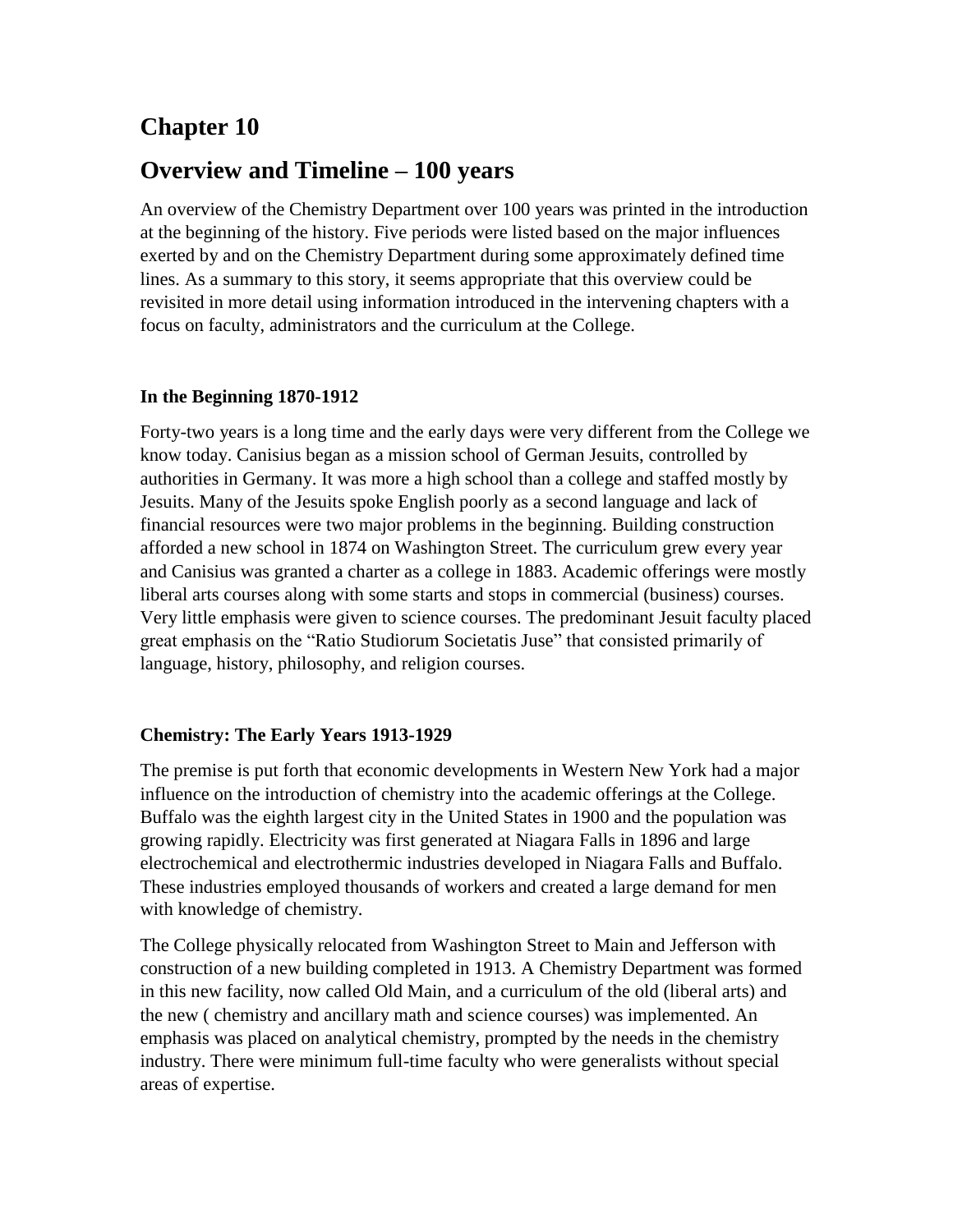# Chapter 10

## Overview and Timeline – 100 years

An overview of the Chemistry Department over 100 years was printed in the introduction at the beginning of the history. Five periods were listed based on the major influences exerted by and on the Chemistry Department during some approximately defined time lines. As a summary to this story, it seems appropriate that this overview could be revisited in more detail using information introduced in the intervening chapters with a focus on faculty, administrators and the curriculum at the College.

### In the Beginning 1870-1912

Forty-two years is a long time and the early days were very different from the College we know today. Canisius began as a mission school of German Jesuits, controlled by authorities in Germany. It was more a high school than a college and staffed mostly by Jesuits. Many of the Jesuits spoke English poorly as a second language and lack of financial resources were two major problems in the beginning. Building construction afforded a new school in 1874 on Washington Street. The curriculum grew every year and Canisius was granted a charter as a college in 1883. Academic offerings were mostly liberal arts courses along with some starts and stops in commercial (business) courses. Very little emphasis were given to science courses. The predominant Jesuit faculty placed great emphasis on the "Ratio Studiorum Societatis Juse" that consisted primarily of language, history, philosophy, and religion courses.

### Chemistry: The Early Years 1913-1929

The premise is put forth that economic developments in Western New York had a major influence on the introduction of chemistry into the academic offerings at the College. Buffalo was the eighth largest city in the United States in 1900 and the population was growing rapidly. Electricity was first generated at Niagara Falls in 1896 and large electrochemical and electrothermic industries developed in Niagara Falls and Buffalo. These industries employed thousands of workers and created a large demand for men with knowledge of chemistry.

The College physically relocated from Washington Street to Main and Jefferson with construction of a new building completed in 1913. A Chemistry Department was formed in this new facility, now called Old Main, and a curriculum of the old (liberal arts) and the new ( chemistry and ancillary math and science courses) was implemented. An emphasis was placed on analytical chemistry, prompted by the needs in the chemistry industry. There were minimum full-time faculty who were generalists without special areas of expertise.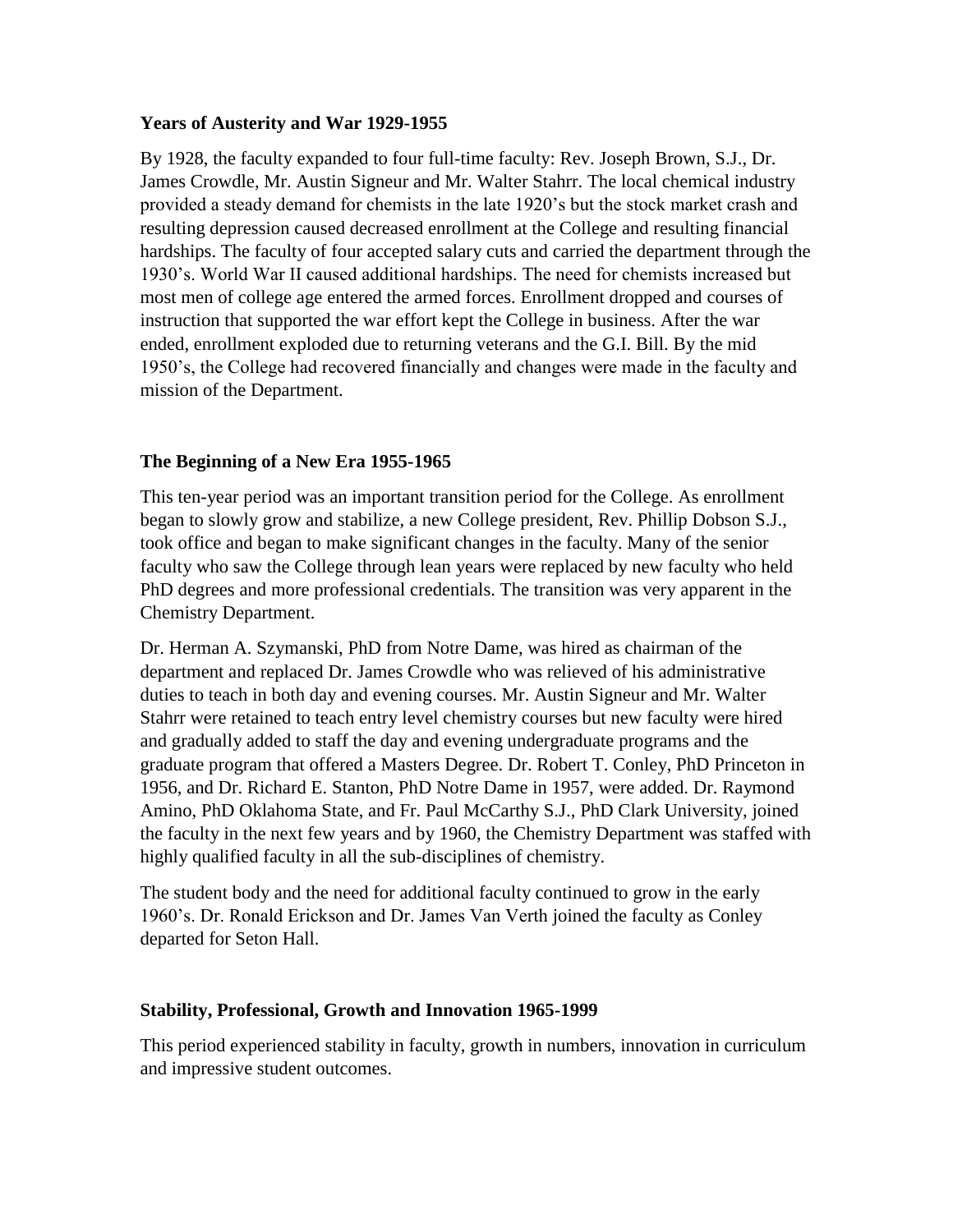**Years of Austerity and War 1929-1955**

By 1928, the faculty expanded to four full-time faculty: Rev. Joseph Brown, S.J., Dr. James Crowdle, Mr. Austin Signeur and Mr. Walter Stahrr. The local chemical industry provided a steady demand for chemists in the late 1920's but the stock market crash and resulting depression caused decreased enrollment at the College and resulting financial hardships. The faculty of four accepted salary cuts and carried the department through the 1930's. World War II caused additional hardships. The need for chemists increased but most men of college age entered the armed forces. Enrollment dropped and courses of instruction that supported the war effort kept the College in business. After the war ended, enrollment exploded due to returning veterans and the G.I. Bill. By the mid 1950's, the College had recovered financially and changes were made in the faculty and mission of the Department.

**The Beginning of a New Era 1955-1965**

This ten-year period was an important transition period for the College. As enrollment began to slowly grow and stabilize, a new College president, Rev. Phillip Dobson S.J., took office and began to make significant changes in the faculty. Many of the senior faculty who saw the College through lean years were replaced by new faculty who held PhD degrees and more professional credentials. The transition was very apparent in the Chemistry Department.

Dr. Herman A. Szymanski, PhD from Notre Dame, was hired as chairman of the department and replaced Dr. James Crowdle who was relieved of his administrative duties to teach in both day and evening courses. Mr. Austin Signeur and Mr. Walter Stahrr were retained to teach entry level chemistry courses but new faculty were hired and gradually added to staff the day and evening undergraduate programs and the graduate program that offered a Masters Degree. Dr. Robert T. Conley, PhD Princeton in 1956, and Dr. Richard E. Stanton, PhD Notre Dame in 1957, were added. Dr. Raymond Amino, PhD Oklahoma State, and Fr. Paul McCarthy S.J., PhD Clark University, joined the faculty in the next few years and by 1960, the Chemistry Department was staffed with highly qualified faculty in all the sub-disciplines of chemistry.

The student body and the need for additional faculty continued to grow in the early 1960's. Dr. Ronald Erickson and Dr. James Van Verth joined the faculty as Conley departed for Seton Hall.

**Stability, Professional, Growth and Innovation 1965-1999**

This period experienced stability in faculty, growth in numbers, innovation in curriculum and impressive student outcomes.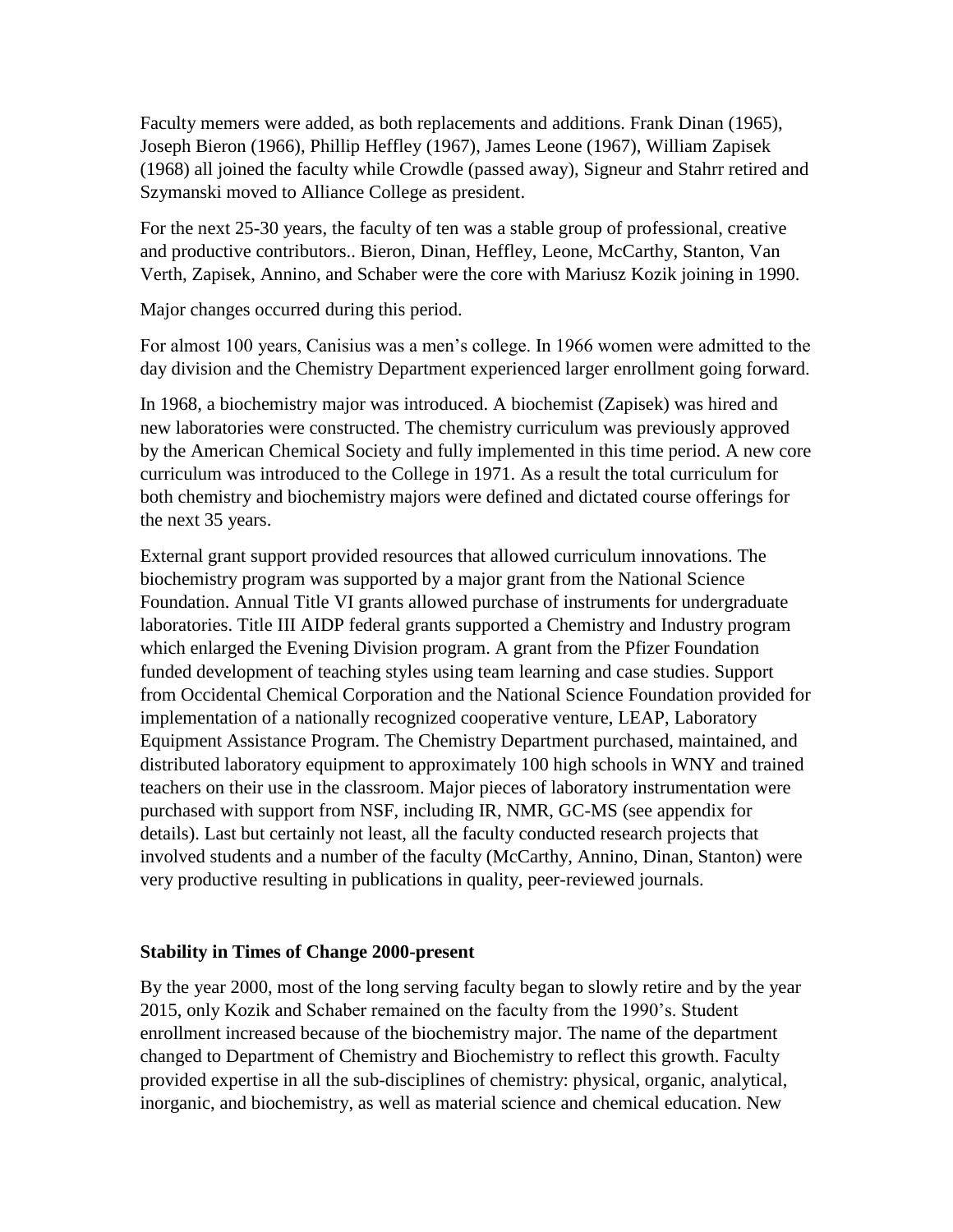Faculty memers were added, as both replacements and additions. Frank Dinan (1965), Joseph Bieron (1966), Phillip Heffley (1967), James Leone (1967), William Zapisek (1968) all joined the faculty while Crowdle (passed away), Signeur and Stahrr retired and Szymanski moved to Alliance College as president.

For the next 25-30 years, the faculty of ten was a stable group of professional, creative and productive contributors.. Bieron, Dinan, Heffley, Leone, McCarthy, Stanton, Van Verth, Zapisek, Annino, and Schaber were the core with Mariusz Kozik joining in 1990.

Major changes occurred during this period.

For almost 100 years, Canisius was a men's college. In 1966 women were admitted to the day division and the Chemistry Department experienced larger enrollment going forward.

In 1968, a biochemistry major was introduced. A biochemist (Zapisek) was hired and new laboratories were constructed. The chemistry curriculum was previously approved by the American Chemical Society and fully implemented in this time period. A new core curriculum was introduced to the College in 1971. As a result the total curriculum for both chemistry and biochemistry majors were defined and dictated course offerings for the next 35 years.

External grant support provided resources that allowed curriculum innovations. The biochemistry program was supported by a major grant from the National Science Foundation. Annual Title VI grants allowed purchase of instruments for undergraduate laboratories. Title III AIDP federal grants supported a Chemistry and Industry program which enlarged the Evening Division program. A grant from the Pfizer Foundation funded development of teaching styles using team learning and case studies. Support from Occidental Chemical Corporation and the National Science Foundation provided for implementation of a nationally recognized cooperative venture, LEAP, Laboratory Equipment Assistance Program. The Chemistry Department purchased, maintained, and distributed laboratory equipment to approximately 100 high schools in WNY and trained teachers on their use in the classroom. Major pieces of laboratory instrumentation were purchased with support from NSF, including IR, NMR, GC-MS (see appendix for details). Last but certainly not least, all the faculty conducted research projects that involved students and a number of the faculty (McCarthy, Annino, Dinan, Stanton) were very productive resulting in publications in quality, peer-reviewed journals.

**Stability in Times of Change 2000-present**

By the year 2000, most of the long serving faculty began to slowly retire and by the year 2015, only Kozik and Schaber remained on the faculty from the 1990's. Student enrollment increased because of the biochemistry major. The name of the department changed to Department of Chemistry and Biochemistry to reflect this growth. Faculty provided expertise in all the sub-disciplines of chemistry: physical, organic, analytical, inorganic, and biochemistry, as well as material science and chemical education. New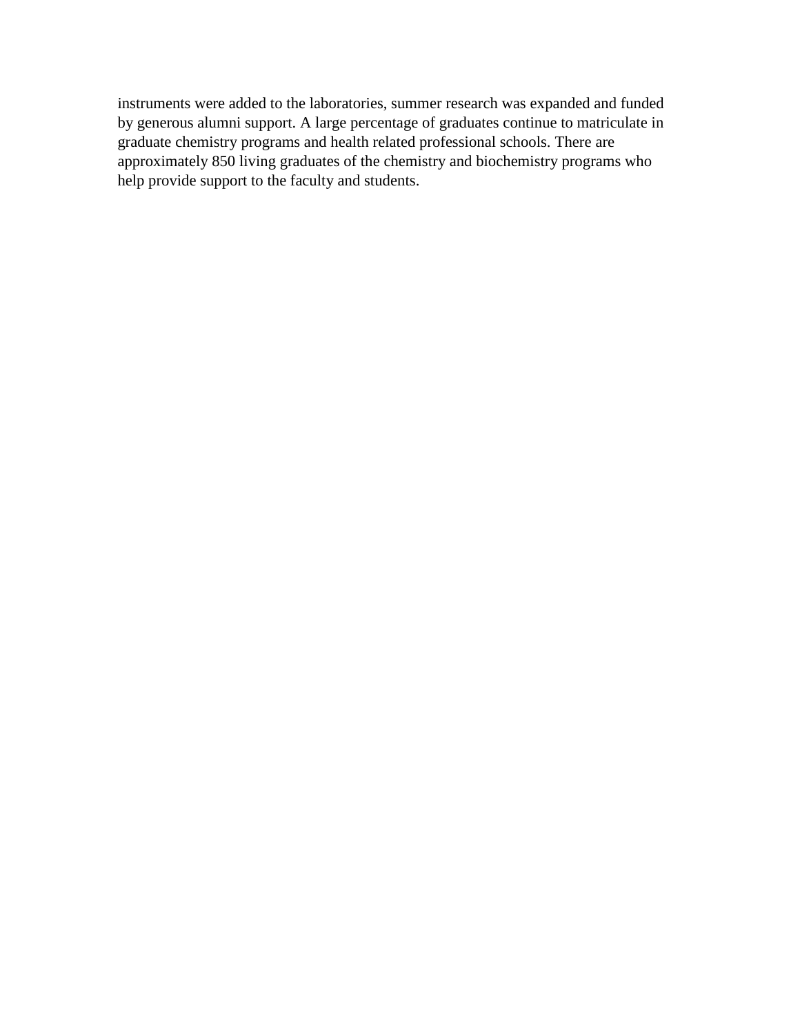instruments were added to the laboratories, summer research was expanded and funded by generous alumni support. A large percentage of graduates continue to matriculate in graduate chemistry programs and health related professional schools. There are approximately 850 living graduates of the chemistry and biochemistry programs who help provide support to the faculty and students.